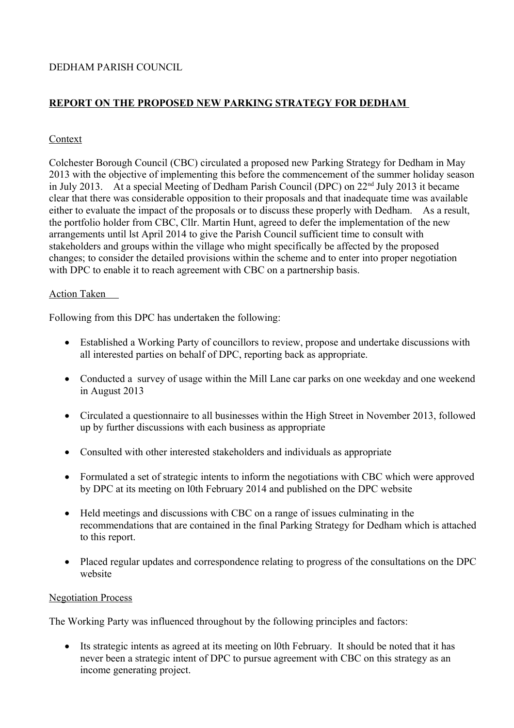DEDHAM PARISH COUNCIL

## REPORT ON THE PROPOSED NEW PARKING STRATEGY FOR DEDHAM

### Context

Colchester Borough Council (CBC) circulated a proposed new Parking Strategy for Dedham in May 2013 with the objective of implementing this before the commencement of the summer holiday season in July 2013. At a special Meeting of Dedham Parish Council (DPC) on 22nd July 2013 it became clear that there was considerable opposition to their proposals and that inadequate time was available either to evaluate the impact of the proposals or to discuss these properly with Dedham. As a result, the portfolio holder from CBC, Cllr. Martin Hunt, agreed to defer the implementation of the new arrangements until lst April 2014 to give the Parish Council sufficient time to consult with stakeholders and groups within the village who might specifically be affected by the proposed changes; to consider the detailed provisions within the scheme and to enter into proper negotiation with DPC to enable it to reach agreement with CBC on a partnership basis.

### Action Taken

Following from this DPC has undertaken the following:

- Established a Working Party of councillors to review, propose and undertake discussions with all interested parties on behalf of DPC, reporting back as appropriate.
- Conducted a survey of usage within the Mill Lane car parks on one weekday and one weekend in August 2013
- Circulated a questionnaire to all businesses within the High Street in November 2013, followed up by further discussions with each business as appropriate
- Consulted with other interested stakeholders and individuals as appropriate
- Formulated a set of strategic intents to inform the negotiations with CBC which were approved by DPC at its meeting on l0th February 2014 and published on the DPC website
- Held meetings and discussions with CBC on a range of issues culminating in the recommendations that are contained in the final Parking Strategy for Dedham which is attached to this report.
- Placed regular updates and correspondence relating to progress of the consultations on the DPC website

### Negotiation Process

The Working Party was influenced throughout by the following principles and factors:

- Its strategic intents as agreed at its meeting on l0th February. It should be noted that it has never been a strategic intent of DPC to pursue agreement with CBC on this strategy as an income generating project.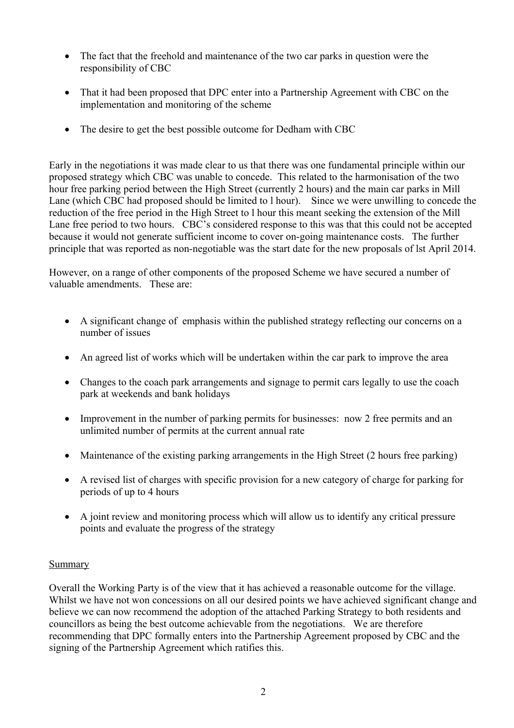- The fact that the freehold and maintenance of the two car parks in question were the responsibility of CBC
- That it had been proposed that DPC enter into a Partnership Agreement with CBC on the implementation and monitoring of the scheme
- The desire to get the best possible outcome for Dedham with CBC

Early in the negotiations it was made clear to us that there was one fundamental principle within our proposed strategy which CBC was unable to concede. This related to the harmonisation of the two hour free parking period between the High Street (currently 2 hours) and the main car parks in Mill Lane (which CBC had proposed should be limited to l hour). Since we were unwilling to concede the reduction of the free period in the High Street to l hour this meant seeking the extension of the Mill Lane free period to two hours. CBC's considered response to this was that this could not be accepted because it would not generate sufficient income to cover on-going maintenance costs. The further principle that was reported as non-negotiable was the start date for the new proposals of lst April 2014.

However, on a range of other components of the proposed Scheme we have secured a number of valuable amendments. These are:

- A significant change of emphasis within the published strategy reflecting our concerns on a number of issues
- An agreed list of works which will be undertaken within the car park to improve the area
- Changes to the coach park arrangements and signage to permit cars legally to use the coach park at weekends and bank holidays
- Improvement in the number of parking permits for businesses: now 2 free permits and an unlimited number of permits at the current annual rate
- Maintenance of the existing parking arrangements in the High Street (2 hours free parking)
- A revised list of charges with specific provision for a new category of charge for parking for periods of up to 4 hours
- A joint review and monitoring process which will allow us to identify any critical pressure points and evaluate the progress of the strategy

## Summary

Overall the Working Party is of the view that it has achieved a reasonable outcome for the village. Whilst we have not won concessions on all our desired points we have achieved significant change and believe we can now recommend the adoption of the attached Parking Strategy to both residents and councillors as being the best outcome achievable from the negotiations. We are therefore recommending that DPC formally enters into the Partnership Agreement proposed by CBC and the signing of the Partnership Agreement which ratifies this.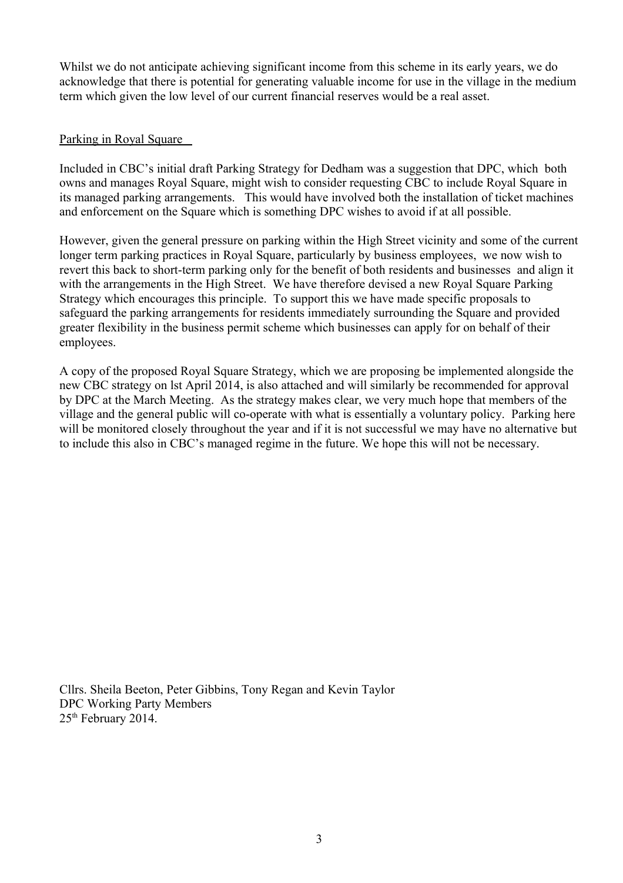Whilst we do not anticipate achieving significant income from this scheme in its early years, we do acknowledge that there is potential for generating valuable income for use in the village in the medium term which given the low level of our current financial reserves would be a real asset.

<u>Parking in Royal Square</u>

Included in CBC's initial draft Parking Strategy for Dedham was a suggestion that DPC, which both owns and manages Royal Square, might wish to consider requesting CBC to include Royal Square in its managed parking arrangements. This would have involved both the installation of ticket machines and enforcement on the Square which is something DPC wishes to avoid if at all possible.

However, given the general pressure on parking within the High Street vicinity and some of the current longer term parking practices in Royal Square, particularly by business employees, we now wish to revert this back to short-term parking only for the benefit of both residents and businesses and align it with the arrangements in the High Street. We have therefore devised a new Royal Square Parking Strategy which encourages this principle. To support this we have made specific proposals to safeguard the parking arrangements for residents immediately surrounding the Square and provided greater flexibility in the business permit scheme which businesses can apply for on behalf of their employees.

A copy of the proposed Royal Square Strategy, which we are proposing be implemented alongside the new CBC strategy on lst April 2014, is also attached and will similarly be recommended for approval by DPC at the March Meeting. As the strategy makes clear, we very much hope that members of the village and the general public will co-operate with what is essentially a voluntary policy. Parking here will be monitored closely throughout the year and if it is not successful we may have no alternative but to include this also in CBC's managed regime in the future. We hope this will not be necessary.

Cllrs. Sheila Beeton, Peter Gibbins, Tony Regan and Kevin Taylor
DPC Working Party Members
25th February 2014.